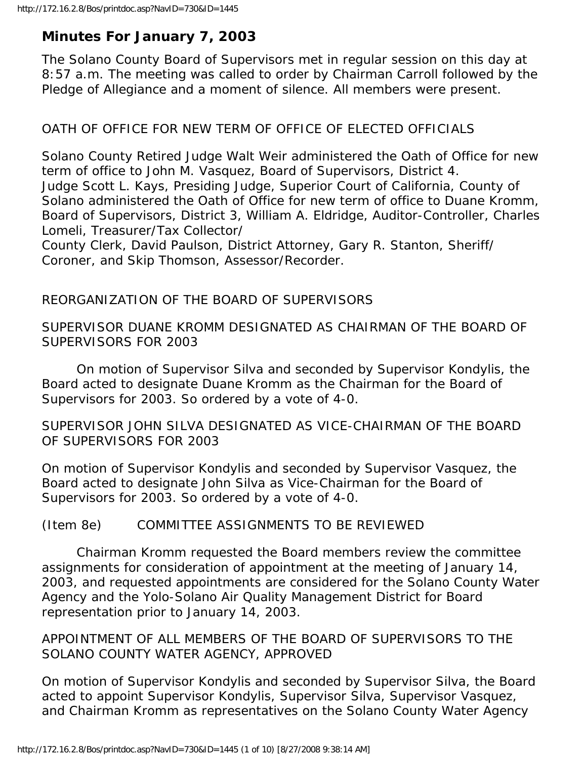# Minutes For January 7, 2003

The Solano County Board of Supervisors met in regular session on this day at 8:57 a.m. The meeting was called to order by Chairman Carroll followed by the Pledge of Allegiance and a moment of silence. All members were present.

OATH OF OFFICE FOR NEW TERM OF OFFICE OF ELECTED OFFICIALS

Solano County Retired Judge Walt Weir administered the Oath of Office for new term of office to John M. Vasquez, Board of Supervisors, District 4.
Judge Scott L. Kays, Presiding Judge, Superior Court of California, County of Solano administered the Oath of Office for new term of office to Duane Kromm, Board of Supervisors, District 3, William A. Eldridge, Auditor-Controller, Charles Lomeli, Treasurer/Tax Collector/
County Clerk, David Paulson, District Attorney, Gary R. Stanton, Sheriff/ Coroner, and Skip Thomson, Assessor/Recorder.

REORGANIZATION OF THE BOARD OF SUPERVISORS

SUPERVISOR DUANE KROMM DESIGNATED AS CHAIRMAN OF THE BOARD OF SUPERVISORS FOR 2003

On motion of Supervisor Silva and seconded by Supervisor Kondylis, the Board acted to designate Duane Kromm as the Chairman for the Board of Supervisors for 2003. So ordered by a vote of 4-0.

SUPERVISOR JOHN SILVA DESIGNATED AS VICE-CHAIRMAN OF THE BOARD OF SUPERVISORS FOR 2003

On motion of Supervisor Kondylis and seconded by Supervisor Vasquez, the Board acted to designate John Silva as Vice-Chairman for the Board of Supervisors for 2003. So ordered by a vote of 4-0.

(Item 8e) COMMITTEE ASSIGNMENTS TO BE REVIEWED

Chairman Kromm requested the Board members review the committee assignments for consideration of appointment at the meeting of January 14, 2003, and requested appointments are considered for the Solano County Water Agency and the Yolo-Solano Air Quality Management District for Board representation prior to January 14, 2003.

APPOINTMENT OF ALL MEMBERS OF THE BOARD OF SUPERVISORS TO THE SOLANO COUNTY WATER AGENCY, APPROVED

On motion of Supervisor Kondylis and seconded by Supervisor Silva, the Board acted to appoint Supervisor Kondylis, Supervisor Silva, Supervisor Vasquez, and Chairman Kromm as representatives on the Solano County Water Agency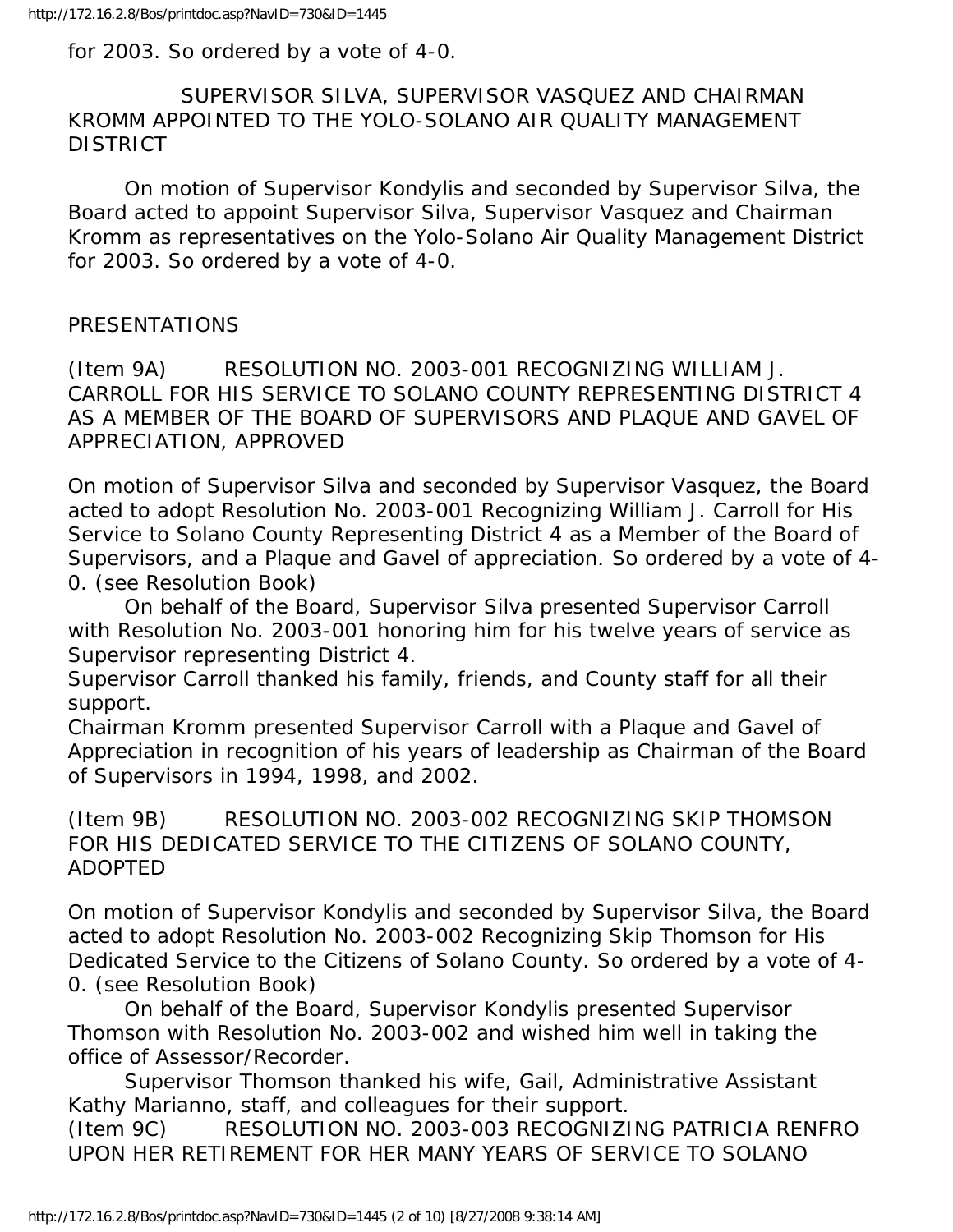for 2003. So ordered by a vote of 4-0.

SUPERVISOR SILVA, SUPERVISOR VASQUEZ AND CHAIRMAN KROMM APPOINTED TO THE YOLO-SOLANO AIR QUALITY MANAGEMENT DISTRICT

On motion of Supervisor Kondylis and seconded by Supervisor Silva, the Board acted to appoint Supervisor Silva, Supervisor Vasquez and Chairman Kromm as representatives on the Yolo-Solano Air Quality Management District for 2003. So ordered by a vote of 4-0.

PRESENTATIONS

(Item 9A) RESOLUTION NO. 2003-001 RECOGNIZING WILLIAM J. CARROLL FOR HIS SERVICE TO SOLANO COUNTY REPRESENTING DISTRICT 4 AS A MEMBER OF THE BOARD OF SUPERVISORS AND PLAQUE AND GAVEL OF APPRECIATION, APPROVED

On motion of Supervisor Silva and seconded by Supervisor Vasquez, the Board acted to adopt Resolution No. 2003-001 Recognizing William J. Carroll for His Service to Solano County Representing District 4 as a Member of the Board of Supervisors, and a Plaque and Gavel of appreciation. So ordered by a vote of 4-0. (see Resolution Book)

On behalf of the Board, Supervisor Silva presented Supervisor Carroll with Resolution No. 2003-001 honoring him for his twelve years of service as Supervisor representing District 4.

Supervisor Carroll thanked his family, friends, and County staff for all their support.

Chairman Kromm presented Supervisor Carroll with a Plaque and Gavel of Appreciation in recognition of his years of leadership as Chairman of the Board of Supervisors in 1994, 1998, and 2002.

(Item 9B) RESOLUTION NO. 2003-002 RECOGNIZING SKIP THOMSON FOR HIS DEDICATED SERVICE TO THE CITIZENS OF SOLANO COUNTY, ADOPTED

On motion of Supervisor Kondylis and seconded by Supervisor Silva, the Board acted to adopt Resolution No. 2003-002 Recognizing Skip Thomson for His Dedicated Service to the Citizens of Solano County. So ordered by a vote of 4-0. (see Resolution Book)

On behalf of the Board, Supervisor Kondylis presented Supervisor Thomson with Resolution No. 2003-002 and wished him well in taking the office of Assessor/Recorder.

Supervisor Thomson thanked his wife, Gail, Administrative Assistant Kathy Marianno, staff, and colleagues for their support.

(Item 9C) RESOLUTION NO. 2003-003 RECOGNIZING PATRICIA RENFRO UPON HER RETIREMENT FOR HER MANY YEARS OF SERVICE TO SOLANO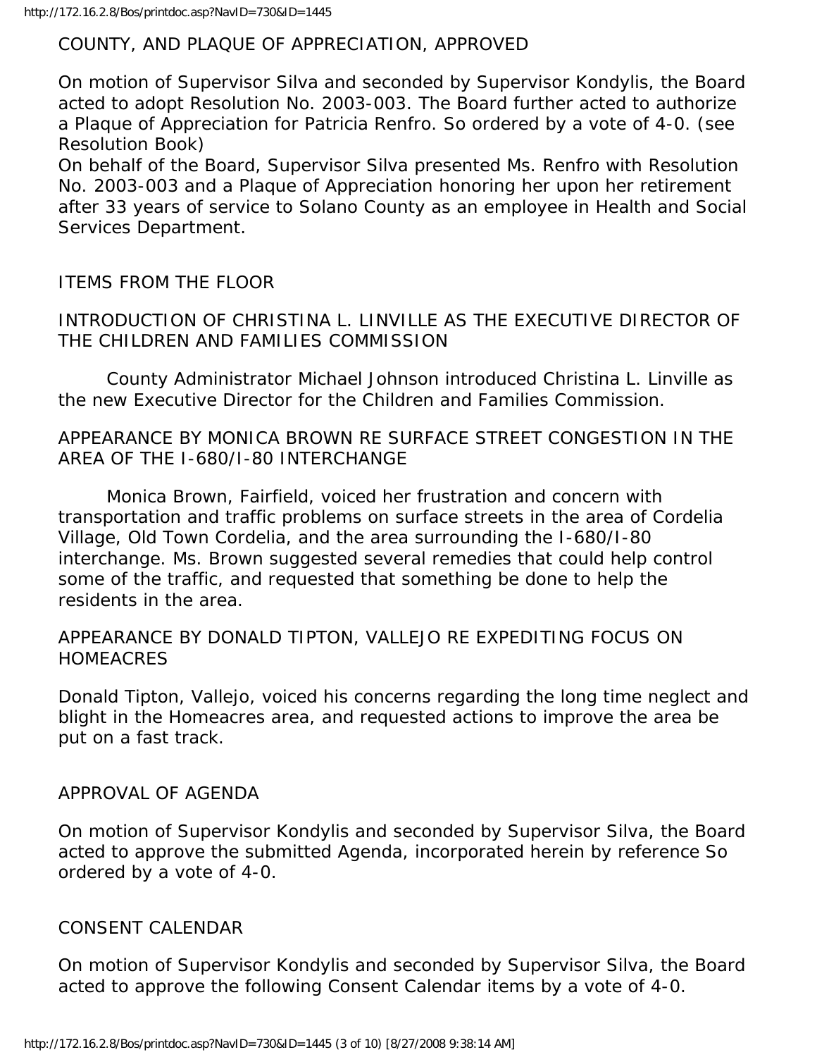COUNTY, AND PLAQUE OF APPRECIATION, APPROVED

On motion of Supervisor Silva and seconded by Supervisor Kondylis, the Board acted to adopt Resolution No. 2003-003. The Board further acted to authorize a Plaque of Appreciation for Patricia Renfro. So ordered by a vote of 4-0. (see Resolution Book)
On behalf of the Board, Supervisor Silva presented Ms. Renfro with Resolution No. 2003-003 and a Plaque of Appreciation honoring her upon her retirement after 33 years of service to Solano County as an employee in Health and Social Services Department.

ITEMS FROM THE FLOOR

INTRODUCTION OF CHRISTINA L. LINVILLE AS THE EXECUTIVE DIRECTOR OF THE CHILDREN AND FAMILIES COMMISSION

County Administrator Michael Johnson introduced Christina L. Linville as the new Executive Director for the Children and Families Commission.

APPEARANCE BY MONICA BROWN RE SURFACE STREET CONGESTION IN THE AREA OF THE I-680/I-80 INTERCHANGE

Monica Brown, Fairfield, voiced her frustration and concern with transportation and traffic problems on surface streets in the area of Cordelia Village, Old Town Cordelia, and the area surrounding the I-680/I-80 interchange. Ms. Brown suggested several remedies that could help control some of the traffic, and requested that something be done to help the residents in the area.

APPEARANCE BY DONALD TIPTON, VALLEJO RE EXPEDITING FOCUS ON HOMEACRES

Donald Tipton, Vallejo, voiced his concerns regarding the long time neglect and blight in the Homeacres area, and requested actions to improve the area be put on a fast track.

APPROVAL OF AGENDA

On motion of Supervisor Kondylis and seconded by Supervisor Silva, the Board acted to approve the submitted Agenda, incorporated herein by reference So ordered by a vote of 4-0.

CONSENT CALENDAR

On motion of Supervisor Kondylis and seconded by Supervisor Silva, the Board acted to approve the following Consent Calendar items by a vote of 4-0.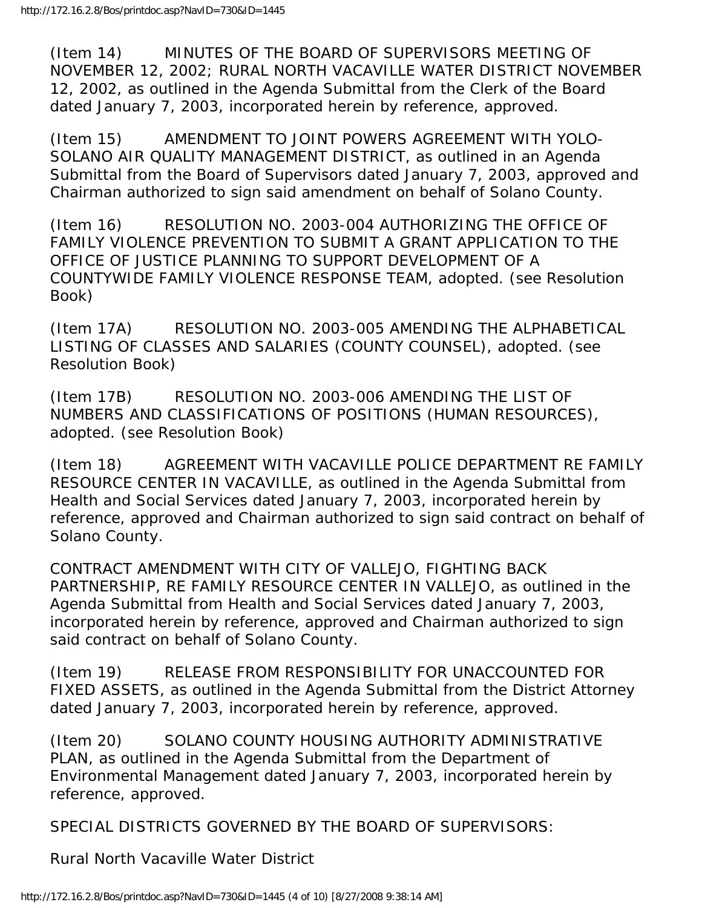(Item 14) MINUTES OF THE BOARD OF SUPERVISORS MEETING OF NOVEMBER 12, 2002; RURAL NORTH VACAVILLE WATER DISTRICT NOVEMBER 12, 2002, as outlined in the Agenda Submittal from the Clerk of the Board dated January 7, 2003, incorporated herein by reference, approved.

(Item 15) AMENDMENT TO JOINT POWERS AGREEMENT WITH YOLO-SOLANO AIR QUALITY MANAGEMENT DISTRICT, as outlined in an Agenda Submittal from the Board of Supervisors dated January 7, 2003, approved and Chairman authorized to sign said amendment on behalf of Solano County.

(Item 16) RESOLUTION NO. 2003-004 AUTHORIZING THE OFFICE OF FAMILY VIOLENCE PREVENTION TO SUBMIT A GRANT APPLICATION TO THE OFFICE OF JUSTICE PLANNING TO SUPPORT DEVELOPMENT OF A COUNTYWIDE FAMILY VIOLENCE RESPONSE TEAM, adopted. (see Resolution Book)

(Item 17A) RESOLUTION NO. 2003-005 AMENDING THE ALPHABETICAL LISTING OF CLASSES AND SALARIES (COUNTY COUNSEL), adopted. (see Resolution Book)

(Item 17B) RESOLUTION NO. 2003-006 AMENDING THE LIST OF NUMBERS AND CLASSIFICATIONS OF POSITIONS (HUMAN RESOURCES), adopted. (see Resolution Book)

(Item 18) AGREEMENT WITH VACAVILLE POLICE DEPARTMENT RE FAMILY RESOURCE CENTER IN VACAVILLE, as outlined in the Agenda Submittal from Health and Social Services dated January 7, 2003, incorporated herein by reference, approved and Chairman authorized to sign said contract on behalf of Solano County.

CONTRACT AMENDMENT WITH CITY OF VALLEJO, FIGHTING BACK PARTNERSHIP, RE FAMILY RESOURCE CENTER IN VALLEJO, as outlined in the Agenda Submittal from Health and Social Services dated January 7, 2003, incorporated herein by reference, approved and Chairman authorized to sign said contract on behalf of Solano County.

(Item 19) RELEASE FROM RESPONSIBILITY FOR UNACCOUNTED FOR FIXED ASSETS, as outlined in the Agenda Submittal from the District Attorney dated January 7, 2003, incorporated herein by reference, approved.

(Item 20) SOLANO COUNTY HOUSING AUTHORITY ADMINISTRATIVE PLAN, as outlined in the Agenda Submittal from the Department of Environmental Management dated January 7, 2003, incorporated herein by reference, approved.

SPECIAL DISTRICTS GOVERNED BY THE BOARD OF SUPERVISORS:

Rural North Vacaville Water District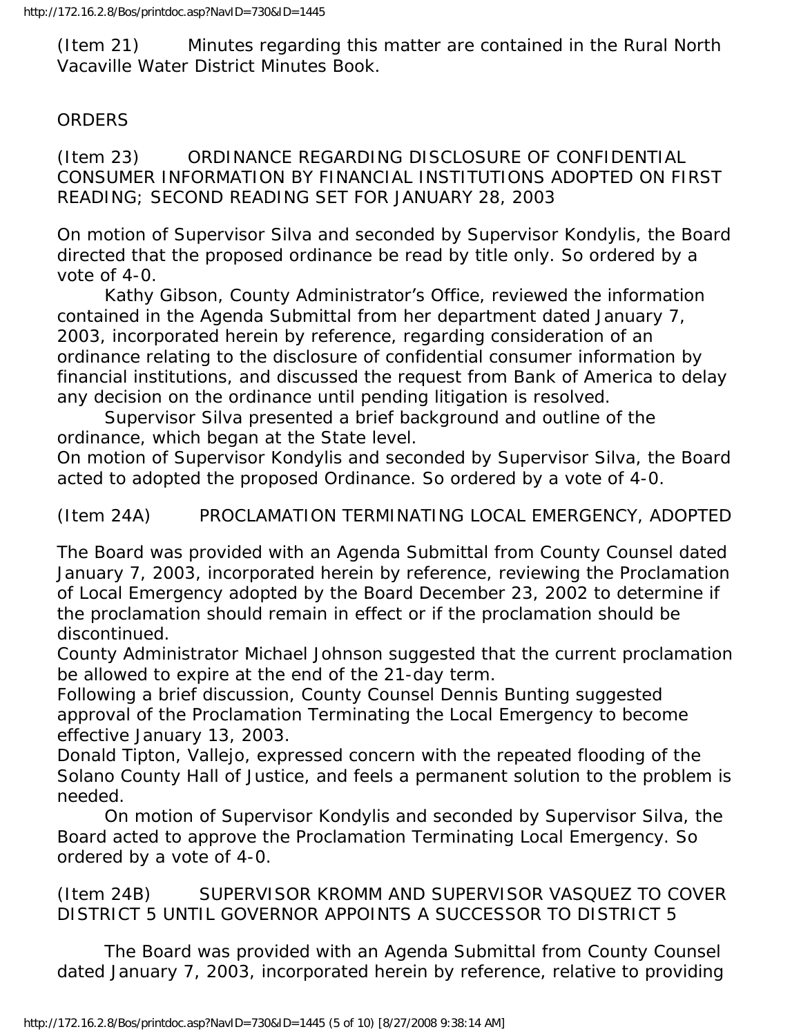(Item 21) Minutes regarding this matter are contained in the Rural North Vacaville Water District Minutes Book.

ORDERS

(Item 23) ORDINANCE REGARDING DISCLOSURE OF CONFIDENTIAL CONSUMER INFORMATION BY FINANCIAL INSTITUTIONS ADOPTED ON FIRST READING; SECOND READING SET FOR JANUARY 28, 2003

On motion of Supervisor Silva and seconded by Supervisor Kondylis, the Board directed that the proposed ordinance be read by title only. So ordered by a vote of 4-0.

Kathy Gibson, County Administrator's Office, reviewed the information contained in the Agenda Submittal from her department dated January 7, 2003, incorporated herein by reference, regarding consideration of an ordinance relating to the disclosure of confidential consumer information by financial institutions, and discussed the request from Bank of America to delay any decision on the ordinance until pending litigation is resolved.

Supervisor Silva presented a brief background and outline of the ordinance, which began at the State level.

On motion of Supervisor Kondylis and seconded by Supervisor Silva, the Board acted to adopted the proposed Ordinance. So ordered by a vote of 4-0.

(Item 24A) PROCLAMATION TERMINATING LOCAL EMERGENCY, ADOPTED

The Board was provided with an Agenda Submittal from County Counsel dated January 7, 2003, incorporated herein by reference, reviewing the Proclamation of Local Emergency adopted by the Board December 23, 2002 to determine if the proclamation should remain in effect or if the proclamation should be discontinued.

County Administrator Michael Johnson suggested that the current proclamation be allowed to expire at the end of the 21-day term.

Following a brief discussion, County Counsel Dennis Bunting suggested approval of the Proclamation Terminating the Local Emergency to become effective January 13, 2003.

Donald Tipton, Vallejo, expressed concern with the repeated flooding of the Solano County Hall of Justice, and feels a permanent solution to the problem is needed.

On motion of Supervisor Kondylis and seconded by Supervisor Silva, the Board acted to approve the Proclamation Terminating Local Emergency. So ordered by a vote of 4-0.

(Item 24B) SUPERVISOR KROMM AND SUPERVISOR VASQUEZ TO COVER DISTRICT 5 UNTIL GOVERNOR APPOINTS A SUCCESSOR TO DISTRICT 5

The Board was provided with an Agenda Submittal from County Counsel dated January 7, 2003, incorporated herein by reference, relative to providing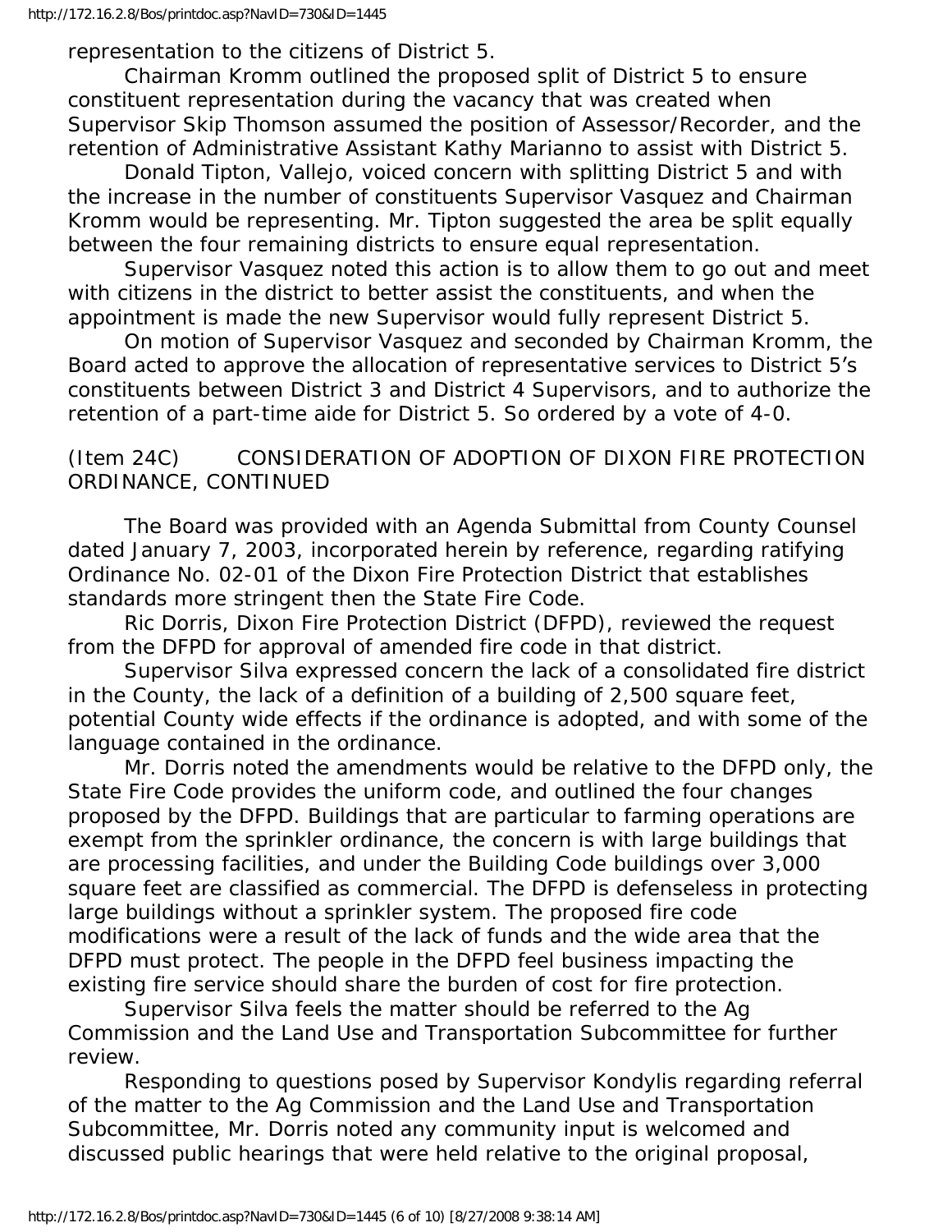representation to the citizens of District 5.

Chairman Kromm outlined the proposed split of District 5 to ensure constituent representation during the vacancy that was created when Supervisor Skip Thomson assumed the position of Assessor/Recorder, and the retention of Administrative Assistant Kathy Marianno to assist with District 5.

Donald Tipton, Vallejo, voiced concern with splitting District 5 and with the increase in the number of constituents Supervisor Vasquez and Chairman Kromm would be representing. Mr. Tipton suggested the area be split equally between the four remaining districts to ensure equal representation.

Supervisor Vasquez noted this action is to allow them to go out and meet with citizens in the district to better assist the constituents, and when the appointment is made the new Supervisor would fully represent District 5.

On motion of Supervisor Vasquez and seconded by Chairman Kromm, the Board acted to approve the allocation of representative services to District 5's constituents between District 3 and District 4 Supervisors, and to authorize the retention of a part-time aide for District 5. So ordered by a vote of 4-0.

(Item 24C) CONSIDERATION OF ADOPTION OF DIXON FIRE PROTECTION ORDINANCE, CONTINUED

The Board was provided with an Agenda Submittal from County Counsel dated January 7, 2003, incorporated herein by reference, regarding ratifying Ordinance No. 02-01 of the Dixon Fire Protection District that establishes standards more stringent then the State Fire Code.

Ric Dorris, Dixon Fire Protection District (DFPD), reviewed the request from the DFPD for approval of amended fire code in that district.

Supervisor Silva expressed concern the lack of a consolidated fire district in the County, the lack of a definition of a building of 2,500 square feet, potential County wide effects if the ordinance is adopted, and with some of the language contained in the ordinance.

Mr. Dorris noted the amendments would be relative to the DFPD only, the State Fire Code provides the uniform code, and outlined the four changes proposed by the DFPD. Buildings that are particular to farming operations are exempt from the sprinkler ordinance, the concern is with large buildings that are processing facilities, and under the Building Code buildings over 3,000 square feet are classified as commercial. The DFPD is defenseless in protecting large buildings without a sprinkler system. The proposed fire code modifications were a result of the lack of funds and the wide area that the DFPD must protect. The people in the DFPD feel business impacting the existing fire service should share the burden of cost for fire protection.

Supervisor Silva feels the matter should be referred to the Ag Commission and the Land Use and Transportation Subcommittee for further review.

Responding to questions posed by Supervisor Kondylis regarding referral of the matter to the Ag Commission and the Land Use and Transportation Subcommittee, Mr. Dorris noted any community input is welcomed and discussed public hearings that were held relative to the original proposal,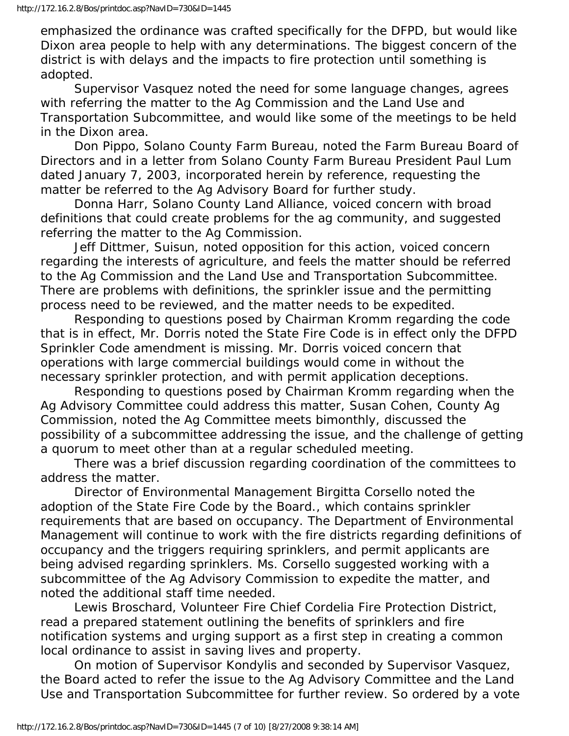emphasized the ordinance was crafted specifically for the DFPD, but would like Dixon area people to help with any determinations. The biggest concern of the district is with delays and the impacts to fire protection until something is adopted.

Supervisor Vasquez noted the need for some language changes, agrees with referring the matter to the Ag Commission and the Land Use and Transportation Subcommittee, and would like some of the meetings to be held in the Dixon area.

Don Pippo, Solano County Farm Bureau, noted the Farm Bureau Board of Directors and in a letter from Solano County Farm Bureau President Paul Lum dated January 7, 2003, incorporated herein by reference, requesting the matter be referred to the Ag Advisory Board for further study.

Donna Harr, Solano County Land Alliance, voiced concern with broad definitions that could create problems for the ag community, and suggested referring the matter to the Ag Commission.

Jeff Dittmer, Suisun, noted opposition for this action, voiced concern regarding the interests of agriculture, and feels the matter should be referred to the Ag Commission and the Land Use and Transportation Subcommittee. There are problems with definitions, the sprinkler issue and the permitting process need to be reviewed, and the matter needs to be expedited.

Responding to questions posed by Chairman Kromm regarding the code that is in effect, Mr. Dorris noted the State Fire Code is in effect only the DFPD Sprinkler Code amendment is missing. Mr. Dorris voiced concern that operations with large commercial buildings would come in without the necessary sprinkler protection, and with permit application deceptions.

Responding to questions posed by Chairman Kromm regarding when the Ag Advisory Committee could address this matter, Susan Cohen, County Ag Commission, noted the Ag Committee meets bimonthly, discussed the possibility of a subcommittee addressing the issue, and the challenge of getting a quorum to meet other than at a regular scheduled meeting.

There was a brief discussion regarding coordination of the committees to address the matter.

Director of Environmental Management Birgitta Corsello noted the adoption of the State Fire Code by the Board., which contains sprinkler requirements that are based on occupancy. The Department of Environmental Management will continue to work with the fire districts regarding definitions of occupancy and the triggers requiring sprinklers, and permit applicants are being advised regarding sprinklers. Ms. Corsello suggested working with a subcommittee of the Ag Advisory Commission to expedite the matter, and noted the additional staff time needed.

Lewis Broschard, Volunteer Fire Chief Cordelia Fire Protection District, read a prepared statement outlining the benefits of sprinklers and fire notification systems and urging support as a first step in creating a common local ordinance to assist in saving lives and property.

On motion of Supervisor Kondylis and seconded by Supervisor Vasquez, the Board acted to refer the issue to the Ag Advisory Committee and the Land Use and Transportation Subcommittee for further review. So ordered by a vote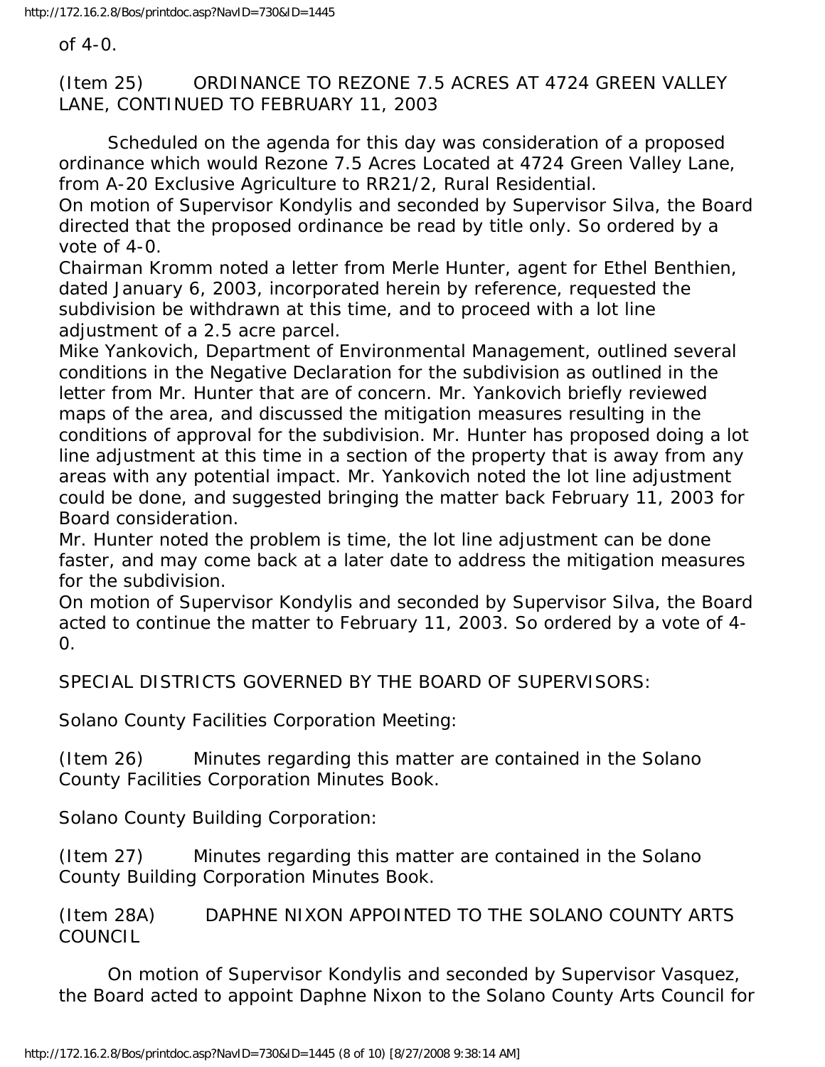of 4-0.

(Item 25) ORDINANCE TO REZONE 7.5 ACRES AT 4724 GREEN VALLEY LANE, CONTINUED TO FEBRUARY 11, 2003

Scheduled on the agenda for this day was consideration of a proposed ordinance which would Rezone 7.5 Acres Located at 4724 Green Valley Lane, from A-20 Exclusive Agriculture to RR21/2, Rural Residential.

On motion of Supervisor Kondylis and seconded by Supervisor Silva, the Board directed that the proposed ordinance be read by title only. So ordered by a vote of 4-0.

Chairman Kromm noted a letter from Merle Hunter, agent for Ethel Benthien, dated January 6, 2003, incorporated herein by reference, requested the subdivision be withdrawn at this time, and to proceed with a lot line adjustment of a 2.5 acre parcel.

Mike Yankovich, Department of Environmental Management, outlined several conditions in the Negative Declaration for the subdivision as outlined in the letter from Mr. Hunter that are of concern. Mr. Yankovich briefly reviewed maps of the area, and discussed the mitigation measures resulting in the conditions of approval for the subdivision. Mr. Hunter has proposed doing a lot line adjustment at this time in a section of the property that is away from any areas with any potential impact. Mr. Yankovich noted the lot line adjustment could be done, and suggested bringing the matter back February 11, 2003 for Board consideration.

Mr. Hunter noted the problem is time, the lot line adjustment can be done faster, and may come back at a later date to address the mitigation measures for the subdivision.

On motion of Supervisor Kondylis and seconded by Supervisor Silva, the Board acted to continue the matter to February 11, 2003. So ordered by a vote of 4-0.

SPECIAL DISTRICTS GOVERNED BY THE BOARD OF SUPERVISORS:

Solano County Facilities Corporation Meeting:

(Item 26) Minutes regarding this matter are contained in the Solano County Facilities Corporation Minutes Book.

Solano County Building Corporation:

(Item 27) Minutes regarding this matter are contained in the Solano County Building Corporation Minutes Book.

(Item 28A) DAPHNE NIXON APPOINTED TO THE SOLANO COUNTY ARTS COUNCIL

On motion of Supervisor Kondylis and seconded by Supervisor Vasquez, the Board acted to appoint Daphne Nixon to the Solano County Arts Council for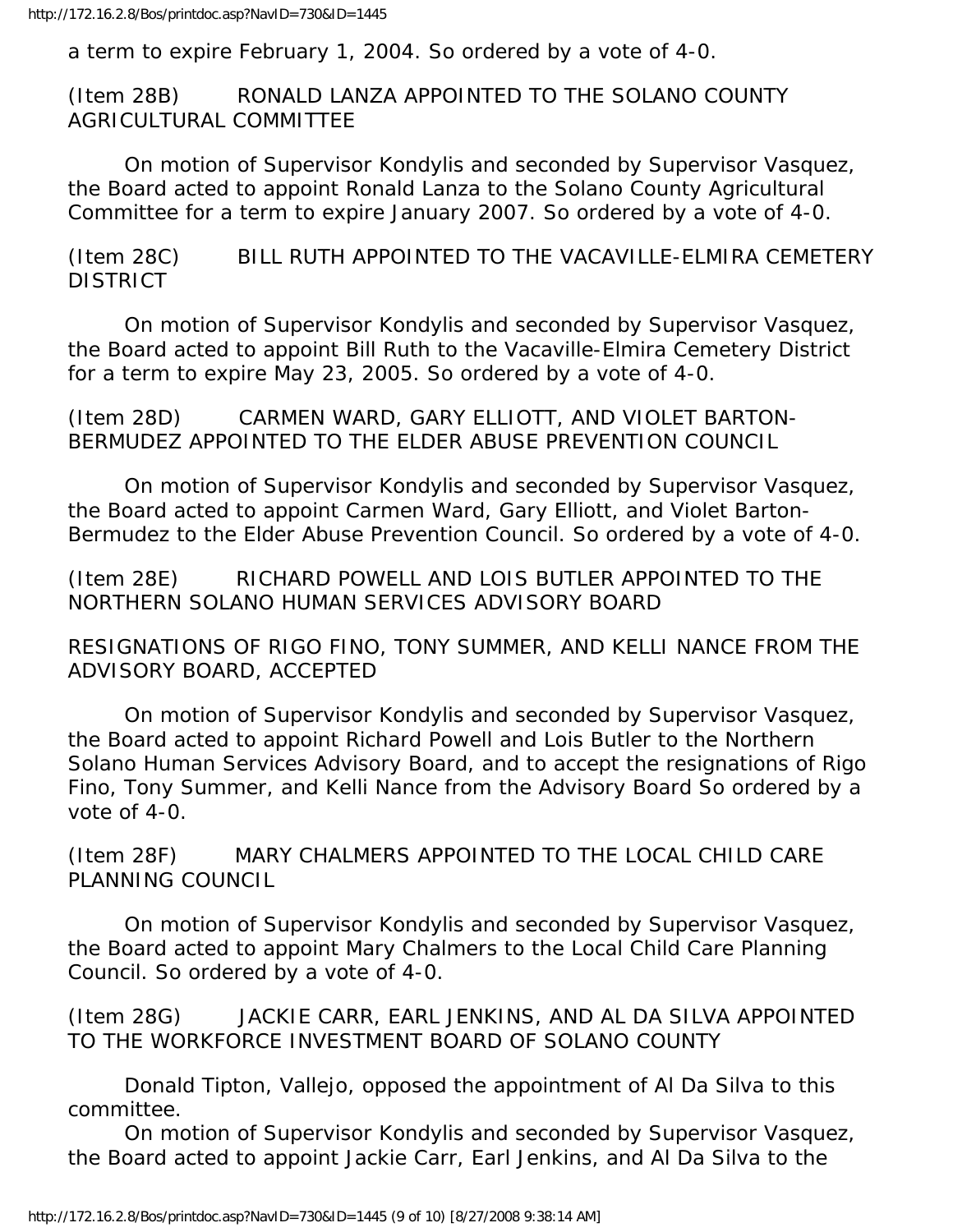a term to expire February 1, 2004. So ordered by a vote of 4-0.

(Item 28B) RONALD LANZA APPOINTED TO THE SOLANO COUNTY AGRICULTURAL COMMITTEE

On motion of Supervisor Kondylis and seconded by Supervisor Vasquez, the Board acted to appoint Ronald Lanza to the Solano County Agricultural Committee for a term to expire January 2007. So ordered by a vote of 4-0.

(Item 28C) BILL RUTH APPOINTED TO THE VACAVILLE-ELMIRA CEMETERY DISTRICT

On motion of Supervisor Kondylis and seconded by Supervisor Vasquez, the Board acted to appoint Bill Ruth to the Vacaville-Elmira Cemetery District for a term to expire May 23, 2005. So ordered by a vote of 4-0.

(Item 28D) CARMEN WARD, GARY ELLIOTT, AND VIOLET BARTON-BERMUDEZ APPOINTED TO THE ELDER ABUSE PREVENTION COUNCIL

On motion of Supervisor Kondylis and seconded by Supervisor Vasquez, the Board acted to appoint Carmen Ward, Gary Elliott, and Violet Barton-Bermudez to the Elder Abuse Prevention Council. So ordered by a vote of 4-0.

(Item 28E) RICHARD POWELL AND LOIS BUTLER APPOINTED TO THE NORTHERN SOLANO HUMAN SERVICES ADVISORY BOARD

RESIGNATIONS OF RIGO FINO, TONY SUMMER, AND KELLI NANCE FROM THE ADVISORY BOARD, ACCEPTED

On motion of Supervisor Kondylis and seconded by Supervisor Vasquez, the Board acted to appoint Richard Powell and Lois Butler to the Northern Solano Human Services Advisory Board, and to accept the resignations of Rigo Fino, Tony Summer, and Kelli Nance from the Advisory Board So ordered by a vote of 4-0.

(Item 28F) MARY CHALMERS APPOINTED TO THE LOCAL CHILD CARE PLANNING COUNCIL

On motion of Supervisor Kondylis and seconded by Supervisor Vasquez, the Board acted to appoint Mary Chalmers to the Local Child Care Planning Council. So ordered by a vote of 4-0.

(Item 28G) JACKIE CARR, EARL JENKINS, AND AL DA SILVA APPOINTED TO THE WORKFORCE INVESTMENT BOARD OF SOLANO COUNTY

Donald Tipton, Vallejo, opposed the appointment of Al Da Silva to this committee.

On motion of Supervisor Kondylis and seconded by Supervisor Vasquez, the Board acted to appoint Jackie Carr, Earl Jenkins, and Al Da Silva to the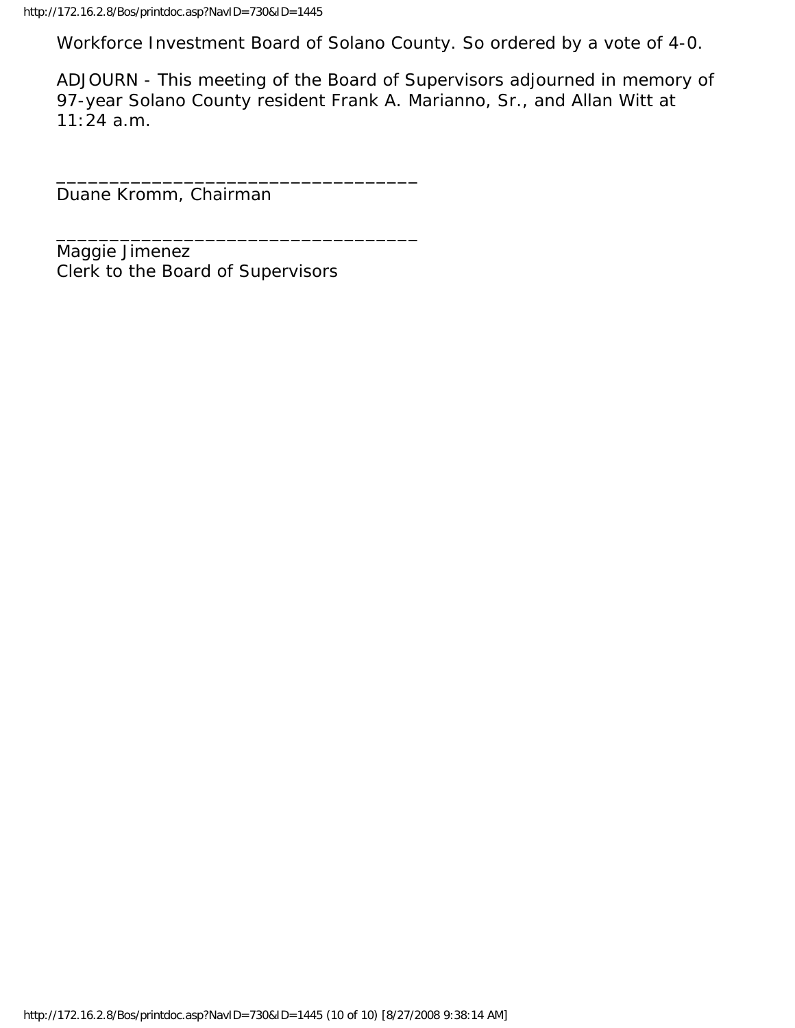Workforce Investment Board of Solano County. So ordered by a vote of 4-0.

ADJOURN - This meeting of the Board of Supervisors adjourned in memory of 97-year Solano County resident Frank A. Marianno, Sr., and Allan Witt at 11:24 a.m.

_________________________________
Duane Kromm, Chairman

_________________________________
Maggie Jimenez
Clerk to the Board of Supervisors